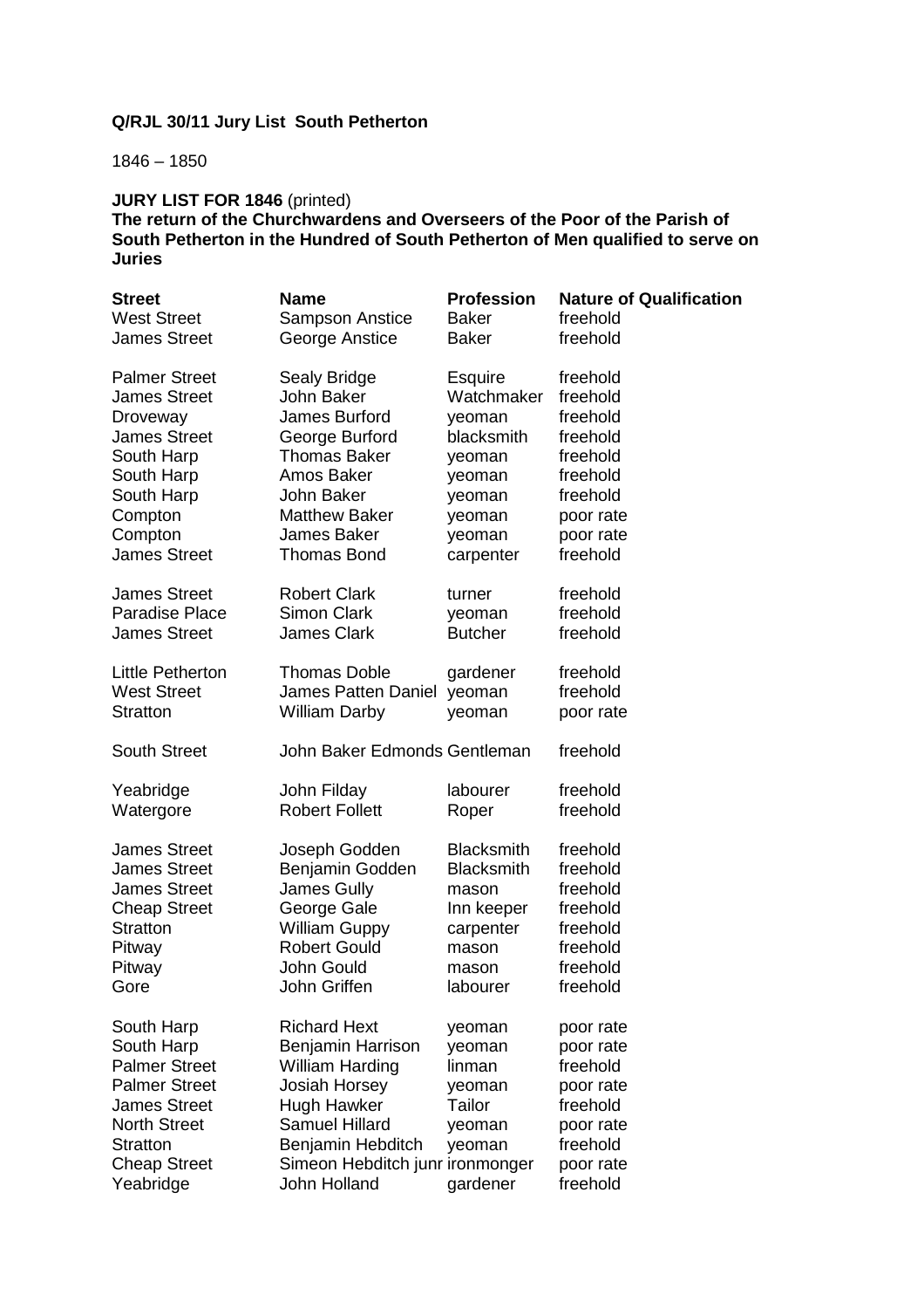**Q/RJL 30/11 Jury List South Petherton**

1846 – 1850

**JURY LIST FOR 1846** (printed)

**The return of the Churchwardens and Overseers of the Poor of the Parish of South Petherton in the Hundred of South Petherton of Men qualified to serve on Juries**

| Street | Name | Profession | Nature of Qualification |
|---|---|---|---|
| West Street | Sampson Anstice | Baker | freehold |
| James Street | George Anstice | Baker | freehold |
| | | | |
| Palmer Street | Sealy Bridge | Esquire | freehold |
| James Street | John Baker | Watchmaker | freehold |
| Droveway | James Burford | yeoman | freehold |
| James Street | George Burford | blacksmith | freehold |
| South Harp | Thomas Baker | yeoman | freehold |
| South Harp | Amos Baker | yeoman | freehold |
| South Harp | John Baker | yeoman | freehold |
| Compton | Matthew Baker | yeoman | poor rate |
| Compton | James Baker | yeoman | poor rate |
| James Street | Thomas Bond | carpenter | freehold |
| | | | |
| James Street | Robert Clark | turner | freehold |
| Paradise Place | Simon Clark | yeoman | freehold |
| James Street | James Clark | Butcher | freehold |
| | | | |
| Little Petherton | Thomas Doble | gardener | freehold |
| West Street | James Patten Daniel | yeoman | freehold |
| Stratton | William Darby | yeoman | poor rate |
| | | | |
| South Street | John Baker Edmonds | Gentleman | freehold |
| | | | |
| Yeabridge | John Filday | labourer | freehold |
| Watergore | Robert Follett | Roper | freehold |
| | | | |
| James Street | Joseph Godden | Blacksmith | freehold |
| James Street | Benjamin Godden | Blacksmith | freehold |
| James Street | James Gully | mason | freehold |
| Cheap Street | George Gale | Inn keeper | freehold |
| Stratton | William Guppy | carpenter | freehold |
| Pitway | Robert Gould | mason | freehold |
| Pitway | John Gould | mason | freehold |
| Gore | John Griffen | labourer | freehold |
| | | | |
| South Harp | Richard Hext | yeoman | poor rate |
| South Harp | Benjamin Harrison | yeoman | poor rate |
| Palmer Street | William Harding | linman | freehold |
| Palmer Street | Josiah Horsey | yeoman | poor rate |
| James Street | Hugh Hawker | Tailor | freehold |
| North Street | Samuel Hillard | yeoman | poor rate |
| Stratton | Benjamin Hebditch | yeoman | freehold |
| Cheap Street | Simeon Hebditch junr | ironmonger | poor rate |
| Yeabridge | John Holland | gardener | freehold |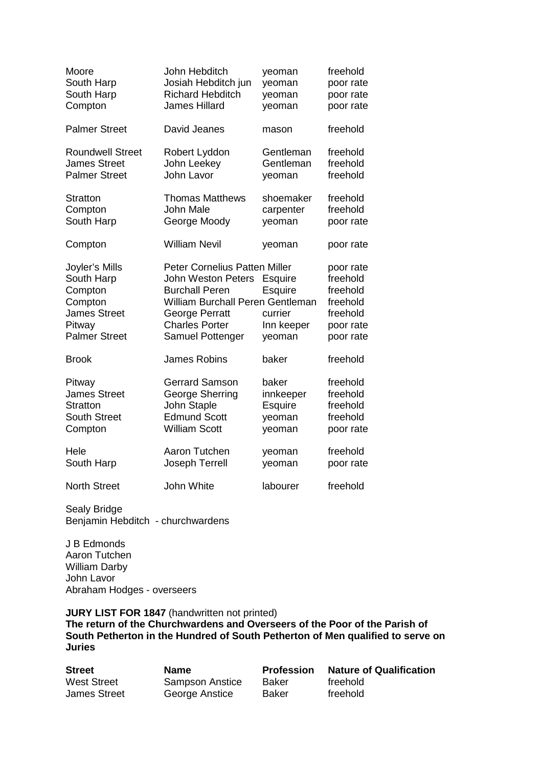| | | | |
|---|---|---|---|
| Moore | John Hebditch | yeoman | freehold |
| South Harp | Josiah Hebditch jun | yeoman | poor rate |
| South Harp | Richard Hebditch | yeoman | poor rate |
| Compton | James Hillard | yeoman | poor rate |
| Palmer Street | David Jeanes | mason | freehold |
| Roundwell Street | Robert Lyddon | Gentleman | freehold |
| James Street | John Leekey | Gentleman | freehold |
| Palmer Street | John Lavor | yeoman | freehold |
| Stratton | Thomas Matthews | shoemaker | freehold |
| Compton | John Male | carpenter | freehold |
| South Harp | George Moody | yeoman | poor rate |
| Compton | William Nevil | yeoman | poor rate |
| Joyler's Mills | Peter Cornelius Patten Miller | | poor rate |
| South Harp | John Weston Peters | Esquire | freehold |
| Compton | Burchall Peren | Esquire | freehold |
| Compton | William Burchall Peren Gentleman | | freehold |
| James Street | George Perratt | currier | freehold |
| Pitway | Charles Porter | Inn keeper | poor rate |
| Palmer Street | Samuel Pottenger | yeoman | poor rate |
| Brook | James Robins | baker | freehold |
| Pitway | Gerrard Samson | baker | freehold |
| James Street | George Sherring | innkeeper | freehold |
| Stratton | John Staple | Esquire | freehold |
| South Street | Edmund Scott | yeoman | freehold |
| Compton | William Scott | yeoman | poor rate |
| Hele | Aaron Tutchen | yeoman | freehold |
| South Harp | Joseph Terrell | yeoman | poor rate |
| North Street | John White | labourer | freehold |

Sealy Bridge
Benjamin Hebditch - churchwardens

J B Edmonds
Aaron Tutchen
William Darby
John Lavor
Abraham Hodges - overseers

**JURY LIST FOR 1847** (handwritten not printed)
**The return of the Churchwardens and Overseers of the Poor of the Parish of South Petherton in the Hundred of South Petherton of Men qualified to serve on Juries**

| **Street** | **Name** | **Profession** | **Nature of Qualification** |
|---|---|---|---|
| West Street | Sampson Anstice | Baker | freehold |
| James Street | George Anstice | Baker | freehold |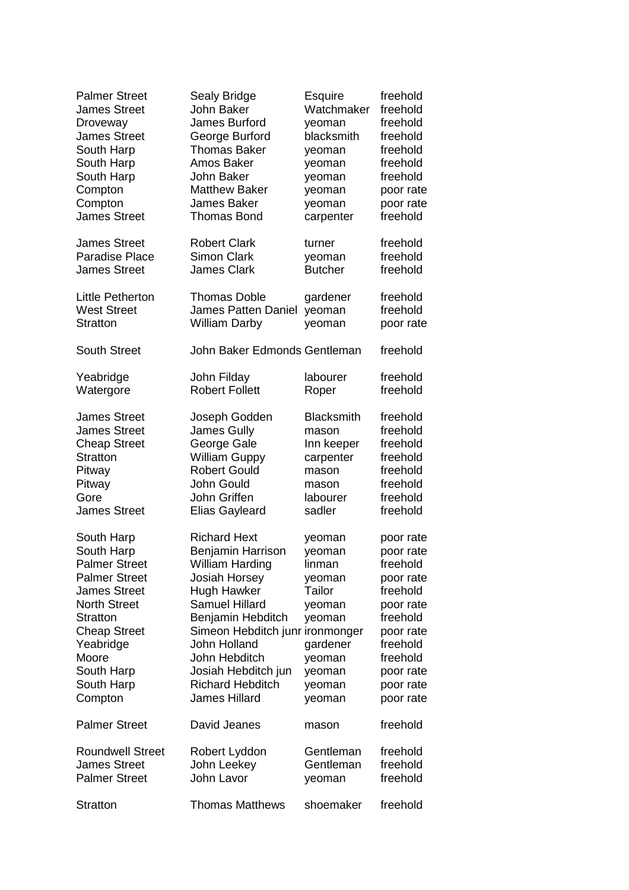| | | | |
|---|---|---|---|
| Palmer Street | Sealy Bridge | Esquire | freehold |
| James Street | John Baker | Watchmaker | freehold |
| Droveway | James Burford | yeoman | freehold |
| James Street | George Burford | blacksmith | freehold |
| South Harp | Thomas Baker | yeoman | freehold |
| South Harp | Amos Baker | yeoman | freehold |
| South Harp | John Baker | yeoman | freehold |
| Compton | Matthew Baker | yeoman | poor rate |
| Compton | James Baker | yeoman | poor rate |
| James Street | Thomas Bond | carpenter | freehold |
| | | | |
| James Street | Robert Clark | turner | freehold |
| Paradise Place | Simon Clark | yeoman | freehold |
| James Street | James Clark | Butcher | freehold |
| | | | |
| Little Petherton | Thomas Doble | gardener | freehold |
| West Street | James Patten Daniel | yeoman | freehold |
| Stratton | William Darby | yeoman | poor rate |
| | | | |
| South Street | John Baker Edmonds | Gentleman | freehold |
| | | | |
| Yeabridge | John Filday | labourer | freehold |
| Watergore | Robert Follett | Roper | freehold |
| | | | |
| James Street | Joseph Godden | Blacksmith | freehold |
| James Street | James Gully | mason | freehold |
| Cheap Street | George Gale | Inn keeper | freehold |
| Stratton | William Guppy | carpenter | freehold |
| Pitway | Robert Gould | mason | freehold |
| Pitway | John Gould | mason | freehold |
| Gore | John Griffen | labourer | freehold |
| James Street | Elias Gayleard | sadler | freehold |
| | | | |
| South Harp | Richard Hext | yeoman | poor rate |
| South Harp | Benjamin Harrison | yeoman | poor rate |
| Palmer Street | William Harding | linman | freehold |
| Palmer Street | Josiah Horsey | yeoman | poor rate |
| James Street | Hugh Hawker | Tailor | freehold |
| North Street | Samuel Hillard | yeoman | poor rate |
| Stratton | Benjamin Hebditch | yeoman | freehold |
| Cheap Street | Simeon Hebditch junr | ironmonger | poor rate |
| Yeabridge | John Holland | gardener | freehold |
| Moore | John Hebditch | yeoman | freehold |
| South Harp | Josiah Hebditch jun | yeoman | poor rate |
| South Harp | Richard Hebditch | yeoman | poor rate |
| Compton | James Hillard | yeoman | poor rate |
| | | | |
| Palmer Street | David Jeanes | mason | freehold |
| | | | |
| Roundwell Street | Robert Lyddon | Gentleman | freehold |
| James Street | John Leekey | Gentleman | freehold |
| Palmer Street | John Lavor | yeoman | freehold |
| | | | |
| Stratton | Thomas Matthews | shoemaker | freehold |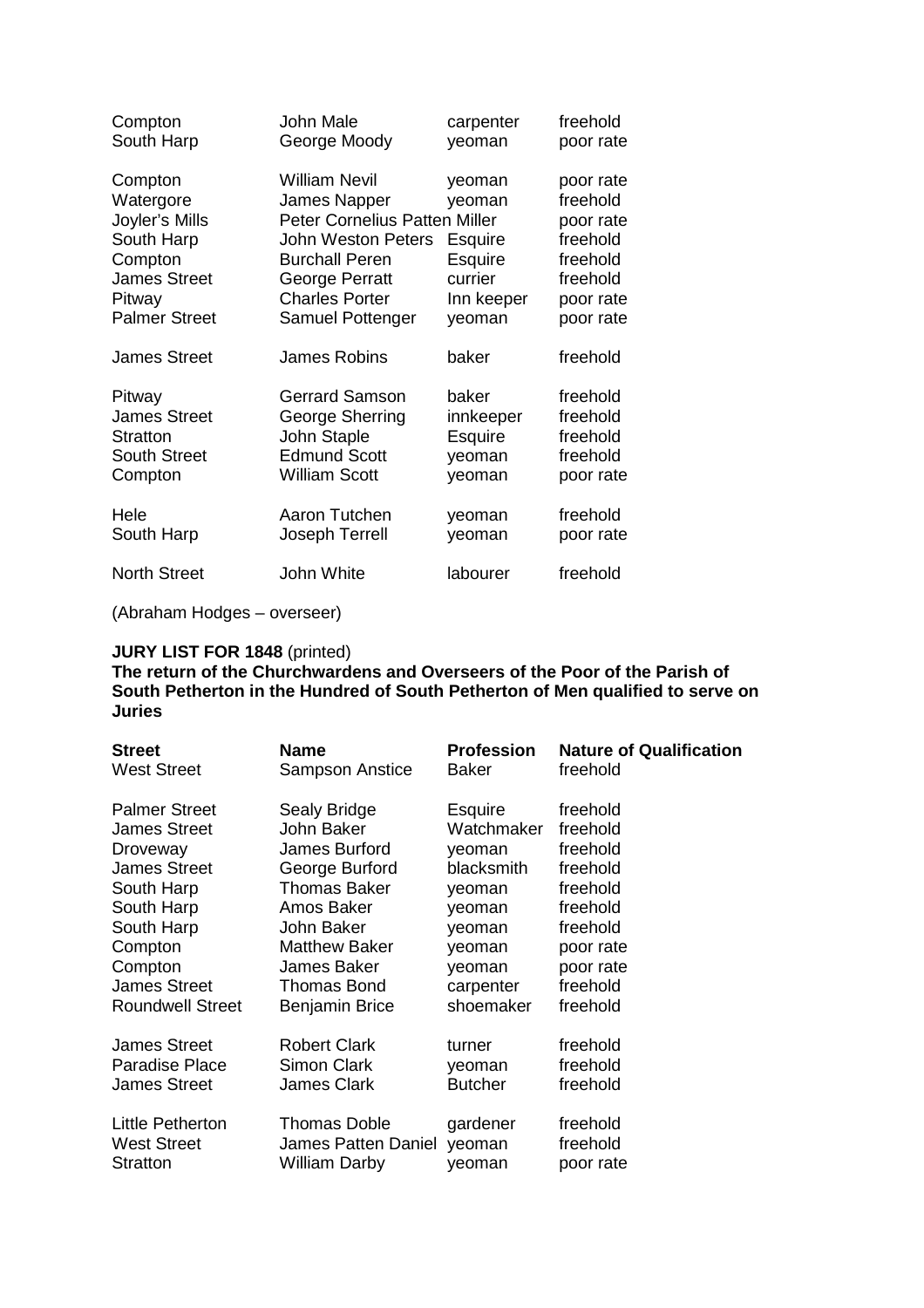| | | | |
|---|---|---|---|
| Compton | John Male | carpenter | freehold |
| South Harp | George Moody | yeoman | poor rate |
| | | | |
| Compton | William Nevil | yeoman | poor rate |
| Watergore | James Napper | yeoman | freehold |
| Joyler's Mills | Peter Cornelius Patten Miller | | poor rate |
| South Harp | John Weston Peters | Esquire | freehold |
| Compton | Burchall Peren | Esquire | freehold |
| James Street | George Perratt | currier | freehold |
| Pitway | Charles Porter | Inn keeper | poor rate |
| Palmer Street | Samuel Pottenger | yeoman | poor rate |
| | | | |
| James Street | James Robins | baker | freehold |
| | | | |
| Pitway | Gerrard Samson | baker | freehold |
| James Street | George Sherring | innkeeper | freehold |
| Stratton | John Staple | Esquire | freehold |
| South Street | Edmund Scott | yeoman | freehold |
| Compton | William Scott | yeoman | poor rate |
| | | | |
| Hele | Aaron Tutchen | yeoman | freehold |
| South Harp | Joseph Terrell | yeoman | poor rate |
| | | | |
| North Street | John White | labourer | freehold |

(Abraham Hodges – overseer)

**JURY LIST FOR 1848** (printed)

**The return of the Churchwardens and Overseers of the Poor of the Parish of South Petherton in the Hundred of South Petherton of Men qualified to serve on Juries**

| **Street** | **Name** | **Profession** | **Nature of Qualification** |
|---|---|---|---|
| West Street | Sampson Anstice | Baker | freehold |
| | | | |
| Palmer Street | Sealy Bridge | Esquire | freehold |
| James Street | John Baker | Watchmaker | freehold |
| Droveway | James Burford | yeoman | freehold |
| James Street | George Burford | blacksmith | freehold |
| South Harp | Thomas Baker | yeoman | freehold |
| South Harp | Amos Baker | yeoman | freehold |
| South Harp | John Baker | yeoman | freehold |
| Compton | Matthew Baker | yeoman | poor rate |
| Compton | James Baker | yeoman | poor rate |
| James Street | Thomas Bond | carpenter | freehold |
| Roundwell Street | Benjamin Brice | shoemaker | freehold |
| | | | |
| James Street | Robert Clark | turner | freehold |
| Paradise Place | Simon Clark | yeoman | freehold |
| James Street | James Clark | Butcher | freehold |
| | | | |
| Little Petherton | Thomas Doble | gardener | freehold |
| West Street | James Patten Daniel | yeoman | freehold |
| Stratton | William Darby | yeoman | poor rate |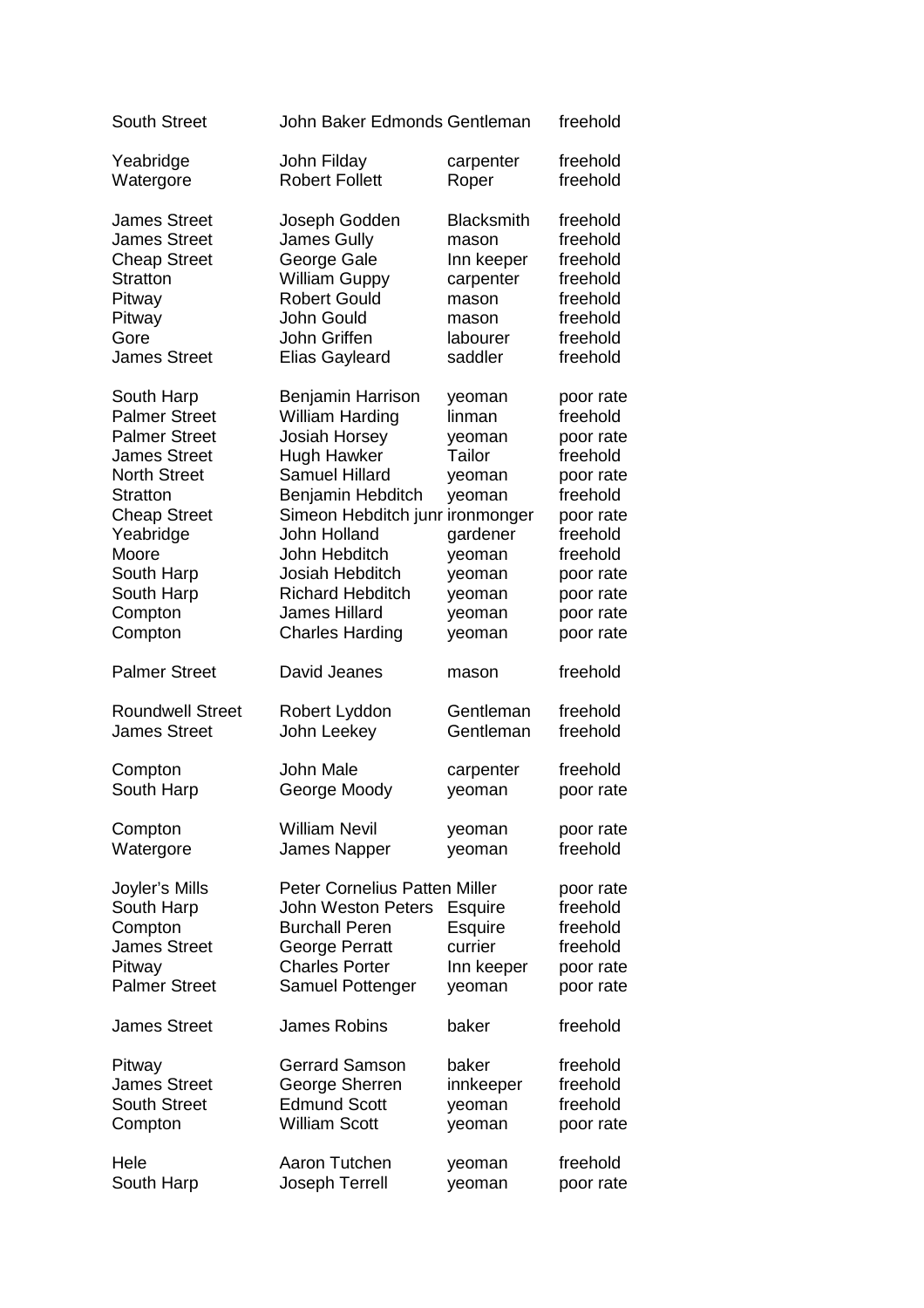| | | | |
|---|---|---|---|
| South Street | John Baker Edmonds | Gentleman | freehold |
| | | | |
| Yeabridge | John Filday | carpenter | freehold |
| Watergore | Robert Follett | Roper | freehold |
| | | | |
| James Street | Joseph Godden | Blacksmith | freehold |
| James Street | James Gully | mason | freehold |
| Cheap Street | George Gale | Inn keeper | freehold |
| Stratton | William Guppy | carpenter | freehold |
| Pitway | Robert Gould | mason | freehold |
| Pitway | John Gould | mason | freehold |
| Gore | John Griffen | labourer | freehold |
| James Street | Elias Gayleard | saddler | freehold |
| | | | |
| South Harp | Benjamin Harrison | yeoman | poor rate |
| Palmer Street | William Harding | linman | freehold |
| Palmer Street | Josiah Horsey | yeoman | poor rate |
| James Street | Hugh Hawker | Tailor | freehold |
| North Street | Samuel Hillard | yeoman | poor rate |
| Stratton | Benjamin Hebditch | yeoman | freehold |
| Cheap Street | Simeon Hebditch junr | ironmonger | poor rate |
| Yeabridge | John Holland | gardener | freehold |
| Moore | John Hebditch | yeoman | freehold |
| South Harp | Josiah Hebditch | yeoman | poor rate |
| South Harp | Richard Hebditch | yeoman | poor rate |
| Compton | James Hillard | yeoman | poor rate |
| Compton | Charles Harding | yeoman | poor rate |
| | | | |
| Palmer Street | David Jeanes | mason | freehold |
| | | | |
| Roundwell Street | Robert Lyddon | Gentleman | freehold |
| James Street | John Leekey | Gentleman | freehold |
| | | | |
| Compton | John Male | carpenter | freehold |
| South Harp | George Moody | yeoman | poor rate |
| | | | |
| Compton | William Nevil | yeoman | poor rate |
| Watergore | James Napper | yeoman | freehold |
| | | | |
| Joyler's Mills | Peter Cornelius Patten | Miller | poor rate |
| South Harp | John Weston Peters | Esquire | freehold |
| Compton | Burchall Peren | Esquire | freehold |
| James Street | George Perratt | currier | freehold |
| Pitway | Charles Porter | Inn keeper | poor rate |
| Palmer Street | Samuel Pottenger | yeoman | poor rate |
| | | | |
| James Street | James Robins | baker | freehold |
| | | | |
| Pitway | Gerrard Samson | baker | freehold |
| James Street | George Sherren | innkeeper | freehold |
| South Street | Edmund Scott | yeoman | freehold |
| Compton | William Scott | yeoman | poor rate |
| | | | |
| Hele | Aaron Tutchen | yeoman | freehold |
| South Harp | Joseph Terrell | yeoman | poor rate |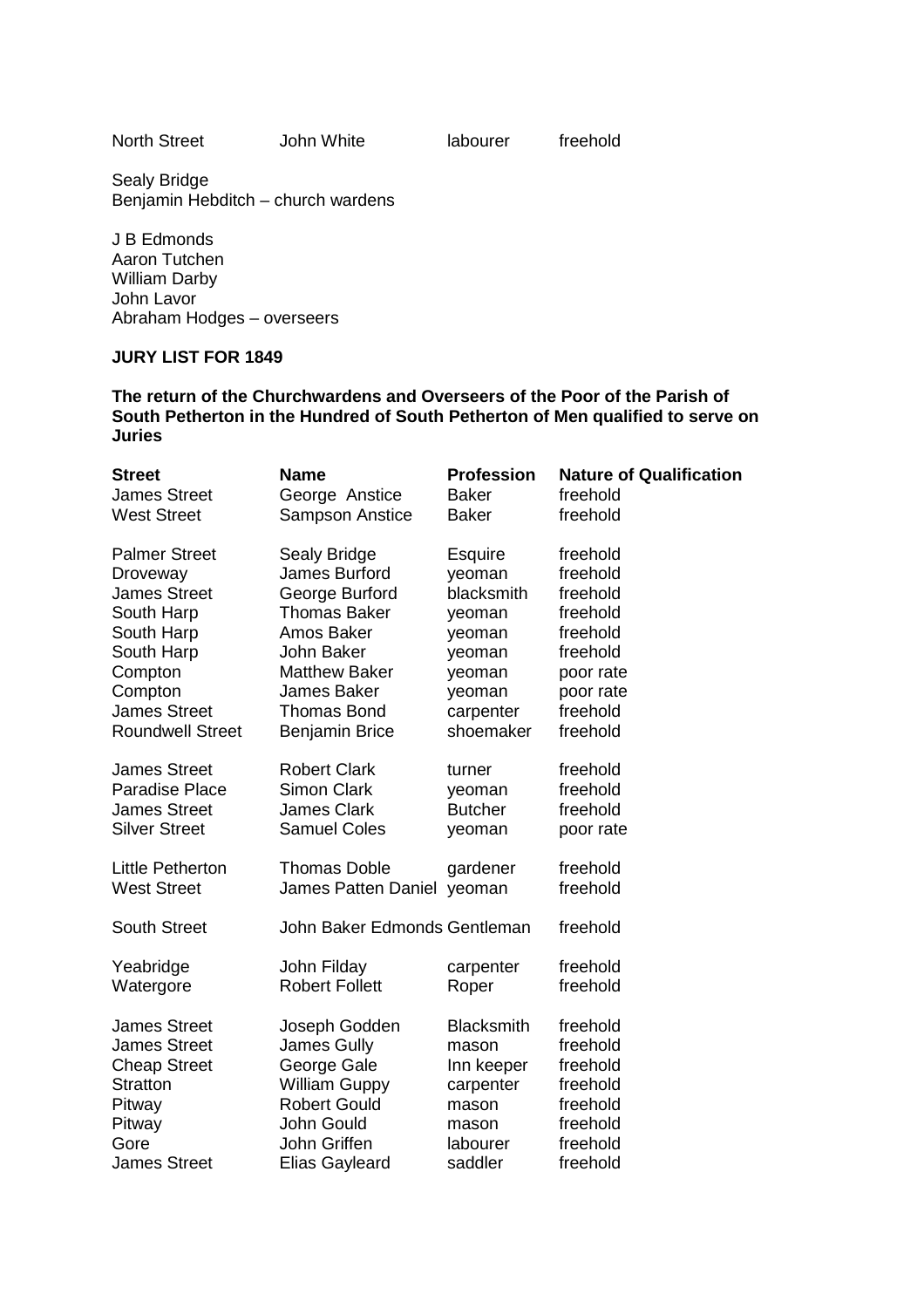| | | | |
|---|---|---|---|
| North Street | John White | labourer | freehold |

Sealy Bridge
Benjamin Hebditch – church wardens

J B Edmonds
Aaron Tutchen
William Darby
John Lavor
Abraham Hodges – overseers

**JURY LIST FOR 1849**

**The return of the Churchwardens and Overseers of the Poor of the Parish of South Petherton in the Hundred of South Petherton of Men qualified to serve on Juries**

| **Street** | **Name** | **Profession** | **Nature of Qualification** |
|---|---|---|---|
| James Street | George Anstice | Baker | freehold |
| West Street | Sampson Anstice | Baker | freehold |
| Palmer Street | Sealy Bridge | Esquire | freehold |
| Droveway | James Burford | yeoman | freehold |
| James Street | George Burford | blacksmith | freehold |
| South Harp | Thomas Baker | yeoman | freehold |
| South Harp | Amos Baker | yeoman | freehold |
| South Harp | John Baker | yeoman | freehold |
| Compton | Matthew Baker | yeoman | poor rate |
| Compton | James Baker | yeoman | poor rate |
| James Street | Thomas Bond | carpenter | freehold |
| Roundwell Street | Benjamin Brice | shoemaker | freehold |
| James Street | Robert Clark | turner | freehold |
| Paradise Place | Simon Clark | yeoman | freehold |
| James Street | James Clark | Butcher | freehold |
| Silver Street | Samuel Coles | yeoman | poor rate |
| Little Petherton | Thomas Doble | gardener | freehold |
| West Street | James Patten Daniel | yeoman | freehold |
| South Street | John Baker Edmonds | Gentleman | freehold |
| Yeabridge | John Filday | carpenter | freehold |
| Watergore | Robert Follett | Roper | freehold |
| James Street | Joseph Godden | Blacksmith | freehold |
| James Street | James Gully | mason | freehold |
| Cheap Street | George Gale | Inn keeper | freehold |
| Stratton | William Guppy | carpenter | freehold |
| Pitway | Robert Gould | mason | freehold |
| Pitway | John Gould | mason | freehold |
| Gore | John Griffen | labourer | freehold |
| James Street | Elias Gayleard | saddler | freehold |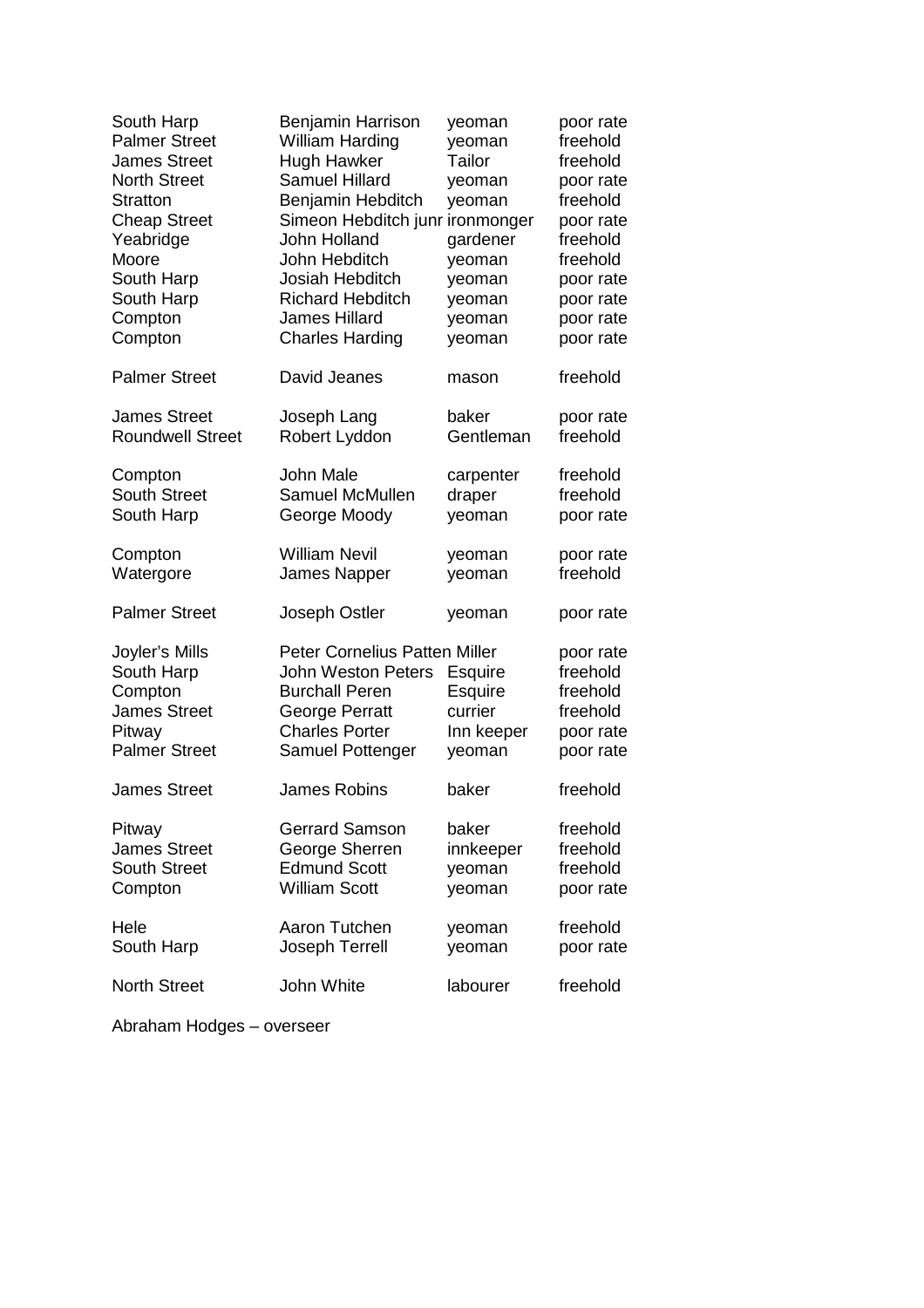| | | | |
|---|---|---|---|
| South Harp | Benjamin Harrison | yeoman | poor rate |
| Palmer Street | William Harding | yeoman | freehold |
| James Street | Hugh Hawker | Tailor | freehold |
| North Street | Samuel Hillard | yeoman | poor rate |
| Stratton | Benjamin Hebditch | yeoman | freehold |
| Cheap Street | Simeon Hebditch junr | ironmonger | poor rate |
| Yeabridge | John Holland | gardener | freehold |
| Moore | John Hebditch | yeoman | freehold |
| South Harp | Josiah Hebditch | yeoman | poor rate |
| South Harp | Richard Hebditch | yeoman | poor rate |
| Compton | James Hillard | yeoman | poor rate |
| Compton | Charles Harding | yeoman | poor rate |
| | | | |
| Palmer Street | David Jeanes | mason | freehold |
| | | | |
| James Street | Joseph Lang | baker | poor rate |
| Roundwell Street | Robert Lyddon | Gentleman | freehold |
| | | | |
| Compton | John Male | carpenter | freehold |
| South Street | Samuel McMullen | draper | freehold |
| South Harp | George Moody | yeoman | poor rate |
| | | | |
| Compton | William Nevil | yeoman | poor rate |
| Watergore | James Napper | yeoman | freehold |
| | | | |
| Palmer Street | Joseph Ostler | yeoman | poor rate |
| | | | |
| Joyler's Mills | Peter Cornelius Patten | Miller | poor rate |
| South Harp | John Weston Peters | Esquire | freehold |
| Compton | Burchall Peren | Esquire | freehold |
| James Street | George Perratt | currier | freehold |
| Pitway | Charles Porter | Inn keeper | poor rate |
| Palmer Street | Samuel Pottenger | yeoman | poor rate |
| | | | |
| James Street | James Robins | baker | freehold |
| | | | |
| Pitway | Gerrard Samson | baker | freehold |
| James Street | George Sherren | innkeeper | freehold |
| South Street | Edmund Scott | yeoman | freehold |
| Compton | William Scott | yeoman | poor rate |
| | | | |
| Hele | Aaron Tutchen | yeoman | freehold |
| South Harp | Joseph Terrell | yeoman | poor rate |
| | | | |
| North Street | John White | labourer | freehold |

Abraham Hodges – overseer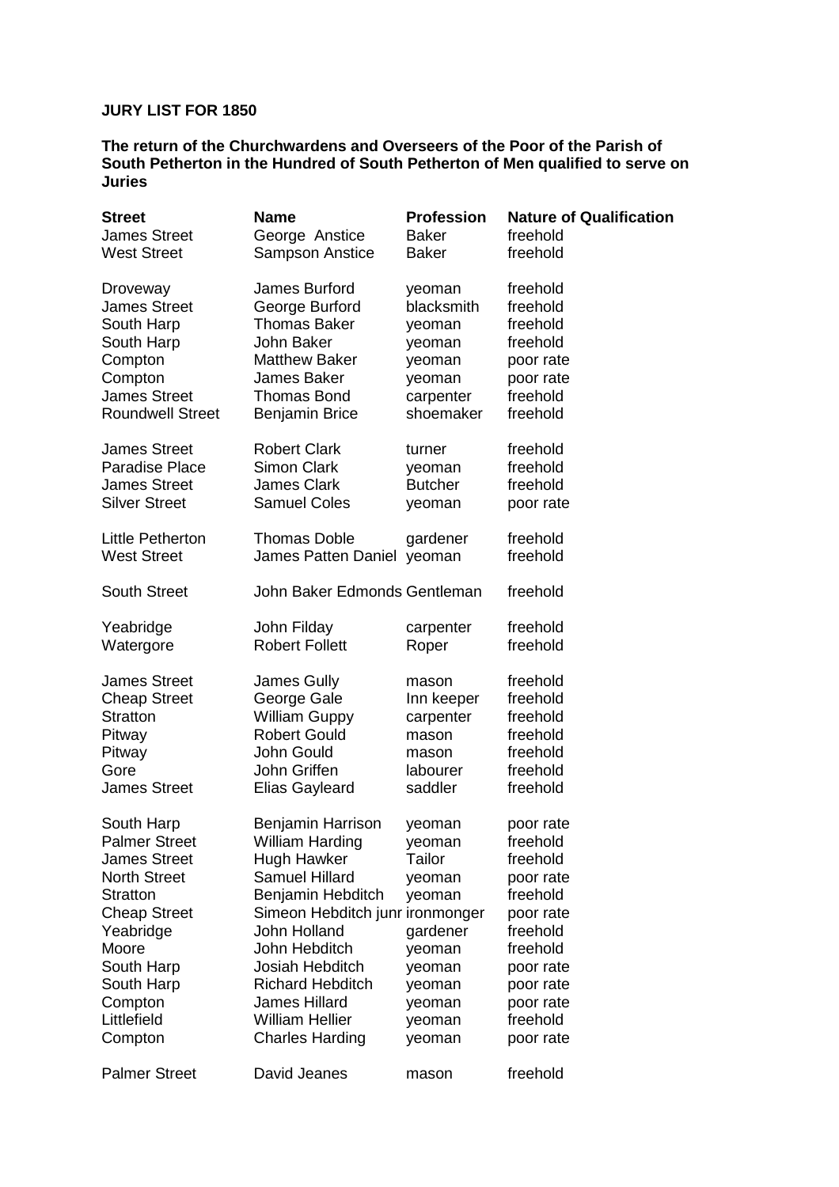**JURY LIST FOR 1850**

**The return of the Churchwardens and Overseers of the Poor of the Parish of South Petherton in the Hundred of South Petherton of Men qualified to serve on Juries**

| Street | Name | Profession | Nature of Qualification |
|---|---|---|---|
| James Street | George Anstice | Baker | freehold |
| West Street | Sampson Anstice | Baker | freehold |
| | | | |
| Droveway | James Burford | yeoman | freehold |
| James Street | George Burford | blacksmith | freehold |
| South Harp | Thomas Baker | yeoman | freehold |
| South Harp | John Baker | yeoman | freehold |
| Compton | Matthew Baker | yeoman | poor rate |
| Compton | James Baker | yeoman | poor rate |
| James Street | Thomas Bond | carpenter | freehold |
| Roundwell Street | Benjamin Brice | shoemaker | freehold |
| | | | |
| James Street | Robert Clark | turner | freehold |
| Paradise Place | Simon Clark | yeoman | freehold |
| James Street | James Clark | Butcher | freehold |
| Silver Street | Samuel Coles | yeoman | poor rate |
| | | | |
| Little Petherton | Thomas Doble | gardener | freehold |
| West Street | James Patten Daniel | yeoman | freehold |
| | | | |
| South Street | John Baker Edmonds | Gentleman | freehold |
| | | | |
| Yeabridge | John Filday | carpenter | freehold |
| Watergore | Robert Follett | Roper | freehold |
| | | | |
| James Street | James Gully | mason | freehold |
| Cheap Street | George Gale | Inn keeper | freehold |
| Stratton | William Guppy | carpenter | freehold |
| Pitway | Robert Gould | mason | freehold |
| Pitway | John Gould | mason | freehold |
| Gore | John Griffen | labourer | freehold |
| James Street | Elias Gayleard | saddler | freehold |
| | | | |
| South Harp | Benjamin Harrison | yeoman | poor rate |
| Palmer Street | William Harding | yeoman | freehold |
| James Street | Hugh Hawker | Tailor | freehold |
| North Street | Samuel Hillard | yeoman | poor rate |
| Stratton | Benjamin Hebditch | yeoman | freehold |
| Cheap Street | Simeon Hebditch junr | ironmonger | poor rate |
| Yeabridge | John Holland | gardener | freehold |
| Moore | John Hebditch | yeoman | freehold |
| South Harp | Josiah Hebditch | yeoman | poor rate |
| South Harp | Richard Hebditch | yeoman | poor rate |
| Compton | James Hillard | yeoman | poor rate |
| Littlefield | William Hellier | yeoman | freehold |
| Compton | Charles Harding | yeoman | poor rate |
| | | | |
| Palmer Street | David Jeanes | mason | freehold |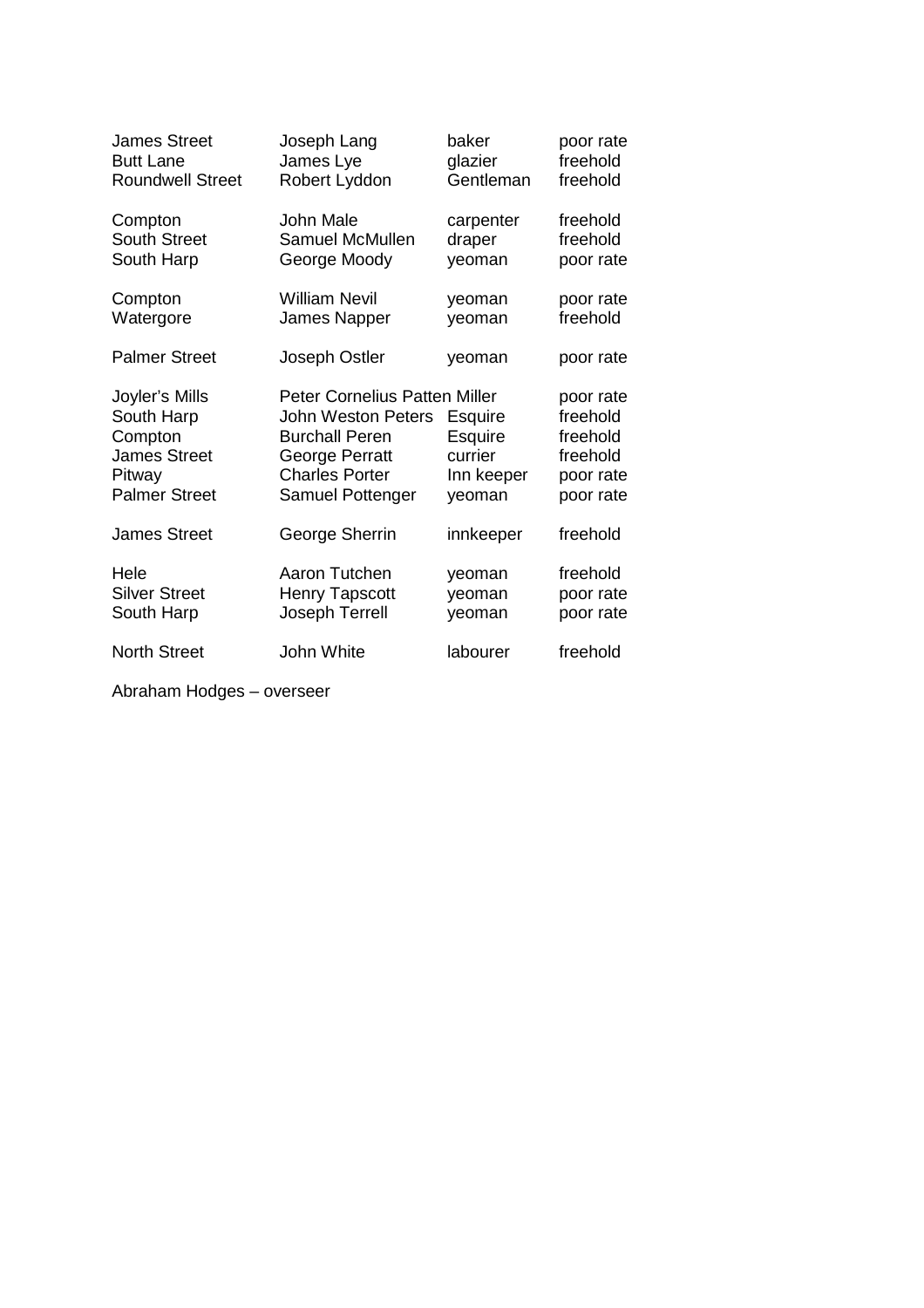| | | | |
|---|---|---|---|
| James Street | Joseph Lang | baker | poor rate |
| Butt Lane | James Lye | glazier | freehold |
| Roundwell Street | Robert Lyddon | Gentleman | freehold |
| | | | |
| Compton | John Male | carpenter | freehold |
| South Street | Samuel McMullen | draper | freehold |
| South Harp | George Moody | yeoman | poor rate |
| | | | |
| Compton | William Nevil | yeoman | poor rate |
| Watergore | James Napper | yeoman | freehold |
| | | | |
| Palmer Street | Joseph Ostler | yeoman | poor rate |
| | | | |
| Joyler's Mills | Peter Cornelius Patten Miller | | poor rate |
| South Harp | John Weston Peters | Esquire | freehold |
| Compton | Burchall Peren | Esquire | freehold |
| James Street | George Perratt | currier | freehold |
| Pitway | Charles Porter | Inn keeper | poor rate |
| Palmer Street | Samuel Pottenger | yeoman | poor rate |
| | | | |
| James Street | George Sherrin | innkeeper | freehold |
| | | | |
| Hele | Aaron Tutchen | yeoman | freehold |
| Silver Street | Henry Tapscott | yeoman | poor rate |
| South Harp | Joseph Terrell | yeoman | poor rate |
| | | | |
| North Street | John White | labourer | freehold |

Abraham Hodges – overseer